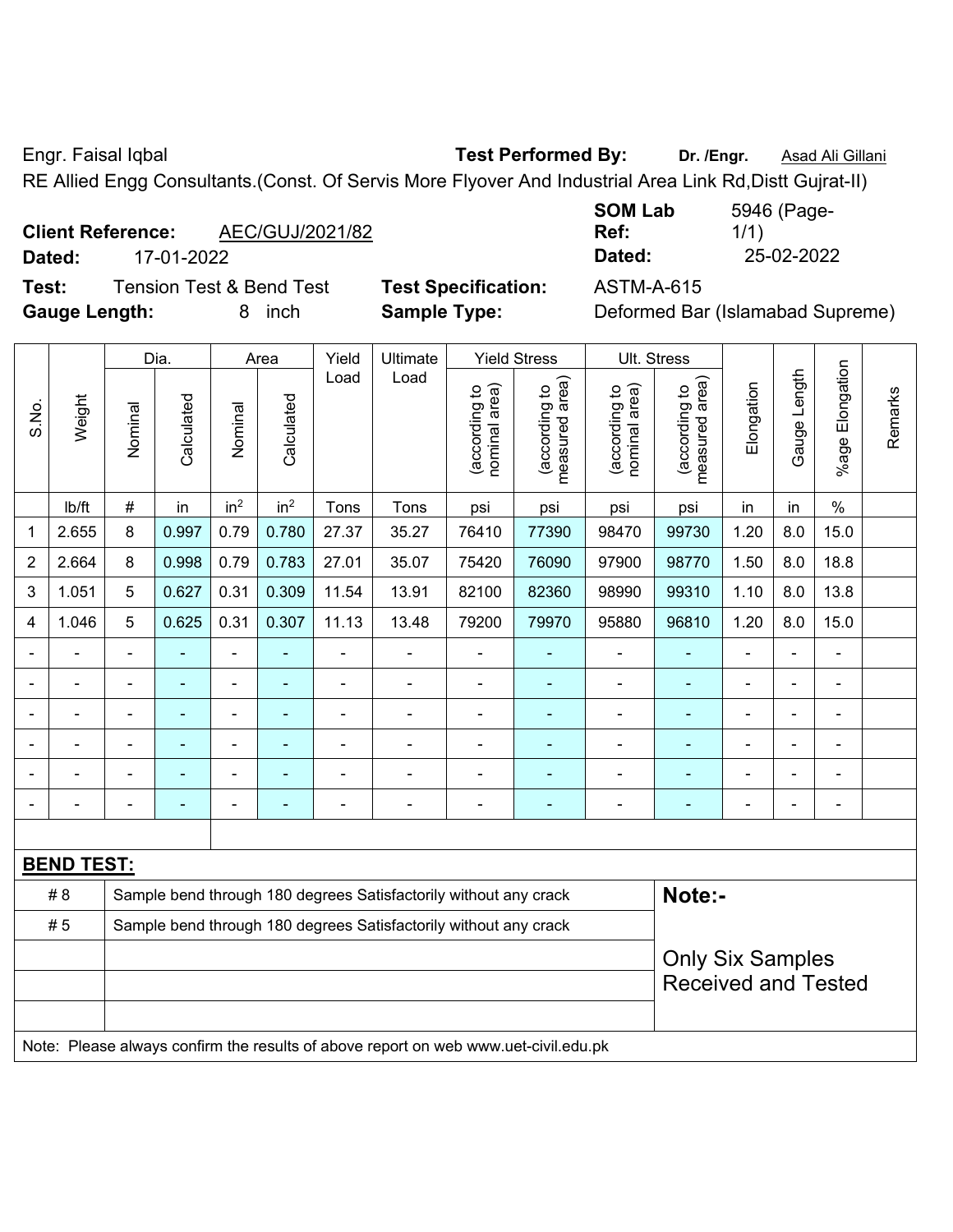Engr. Faisal Iqbal **Test Performed By:** **Dr. /Engr.** Asad Ali Gillani

RE Allied Engg Consultants.(Const. Of Servis More Flyover And Industrial Area Link Rd,Distt Gujrat-II)

**Client Reference:** AEC/GUJ/2021/82 **SOM Lab Ref:** 5946 (Page-1/1)

**Dated:** 17-01-2022 **Dated:** 25-02-2022

**Test:** Tension Test & Bend Test **Test Specification:** ASTM-A-615

**Gauge Length:** 8 inch **Sample Type:** Deformed Bar (Islamabad Supreme)

| S.No. | Weight | Dia. | | Area | | Yield Load | Ultimate Load | Yield Stress | | Ult. Stress | | Elongation | Gauge Length | %age Elongation | Remarks |
|---|---|---|---|---|---|---|---|---|---|---|---|---|---|---|---|
| | | Nominal | Calculated | Nominal | Calculated | | | (according to nominal area) | (according to measured area) | (according to nominal area) | (according to measured area) | | | | |
| | lb/ft | # | in | $in^2$ | $in^2$ | Tons | Tons | psi | psi | psi | psi | in | in | % | |
| 1 | 2.655 | 8 | 0.997 | 0.79 | 0.780 | 27.37 | 35.27 | 76410 | 77390 | 98470 | 99730 | 1.20 | 8.0 | 15.0 | |
| 2 | 2.664 | 8 | 0.998 | 0.79 | 0.783 | 27.01 | 35.07 | 75420 | 76090 | 97900 | 98770 | 1.50 | 8.0 | 18.8 | |
| 3 | 1.051 | 5 | 0.627 | 0.31 | 0.309 | 11.54 | 13.91 | 82100 | 82360 | 98990 | 99310 | 1.10 | 8.0 | 13.8 | |
| 4 | 1.046 | 5 | 0.625 | 0.31 | 0.307 | 11.13 | 13.48 | 79200 | 79970 | 95880 | 96810 | 1.20 | 8.0 | 15.0 | |
| - | - | - | - | - | - | - | - | - | - | - | - | - | - | - | |
| - | - | - | - | - | - | - | - | - | - | - | - | - | - | - | |
| - | - | - | - | - | - | - | - | - | - | - | - | - | - | - | |
| - | - | - | - | - | - | - | - | - | - | - | - | - | - | - | |
| - | - | - | - | - | - | - | - | - | - | - | - | - | - | - | |
| - | - | - | - | - | - | - | - | - | - | - | - | - | - | - | |

**BEND TEST:**

| | | |
|---|---|---|
| # 8 | Sample bend through 180 degrees Satisfactorily without any crack | **Note:-** |
| # 5 | Sample bend through 180 degrees Satisfactorily without any crack | Only Six Samples Received and Tested |

Note: Please always confirm the results of above report on web www.uet-civil.edu.pk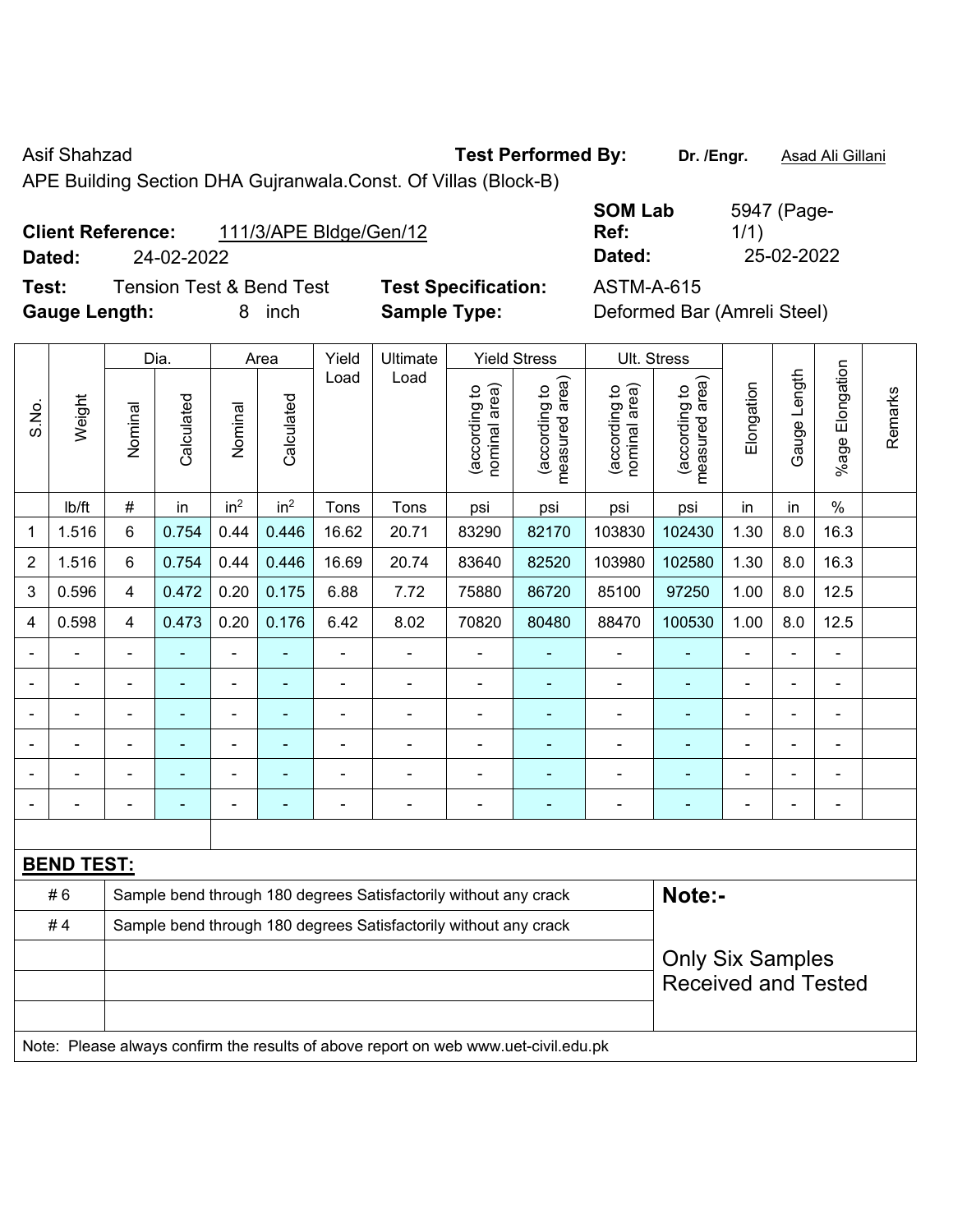Asif Shahzad

**Test Performed By:** **Dr. /Engr.** Asad Ali Gillani

APE Building Section DHA Gujranwala.Const. Of Villas (Block-B)

**Client Reference:** 111/3/APE Bldge/Gen/12

**Dated:** 24-02-2022

**SOM Lab Ref:** 5947 (Page-1/1)

**Dated:** 25-02-2022

**Test:** Tension Test & Bend Test

**Test Specification:** ASTM-A-615

**Gauge Length:** 8 inch

**Sample Type:** Deformed Bar (Amreli Steel)

| S.No. | Weight | Dia. | | Area | | Yield Load | Ultimate Load | Yield Stress | | Ult. Stress | | Elongation | Gauge Length | %age Elongation | Remarks |
|---|---|---|---|---|---|---|---|---|---|---|---|---|---|---|---|
| | | Nominal | Calculated | Nominal | Calculated | | | (according to nominal area) | (according to measured area) | (according to nominal area) | (according to measured area) | | | | |
| | lb/ft | # | in | $in^2$ | $in^2$ | Tons | Tons | psi | psi | psi | psi | in | in | % | |
| 1 | 1.516 | 6 | 0.754 | 0.44 | 0.446 | 16.62 | 20.71 | 83290 | 82170 | 103830 | 102430 | 1.30 | 8.0 | 16.3 | |
| 2 | 1.516 | 6 | 0.754 | 0.44 | 0.446 | 16.69 | 20.74 | 83640 | 82520 | 103980 | 102580 | 1.30 | 8.0 | 16.3 | |
| 3 | 0.596 | 4 | 0.472 | 0.20 | 0.175 | 6.88 | 7.72 | 75880 | 86720 | 85100 | 97250 | 1.00 | 8.0 | 12.5 | |
| 4 | 0.598 | 4 | 0.473 | 0.20 | 0.176 | 6.42 | 8.02 | 70820 | 80480 | 88470 | 100530 | 1.00 | 8.0 | 12.5 | |
| - | - | - | - | - | - | - | - | - | - | - | - | - | - | - | |
| - | - | - | - | - | - | - | - | - | - | - | - | - | - | - | |
| - | - | - | - | - | - | - | - | - | - | - | - | - | - | - | |
| - | - | - | - | - | - | - | - | - | - | - | - | - | - | - | |
| - | - | - | - | - | - | - | - | - | - | - | - | - | - | - | |
| - | - | - | - | - | - | - | - | - | - | - | - | - | - | - | |

**BEND TEST:**

| | | |
|---|---|---|
| # 6 | Sample bend through 180 degrees Satisfactorily without any crack | **Note:-** |
| # 4 | Sample bend through 180 degrees Satisfactorily without any crack | Only Six Samples Received and Tested |

Note: Please always confirm the results of above report on web www.uet-civil.edu.pk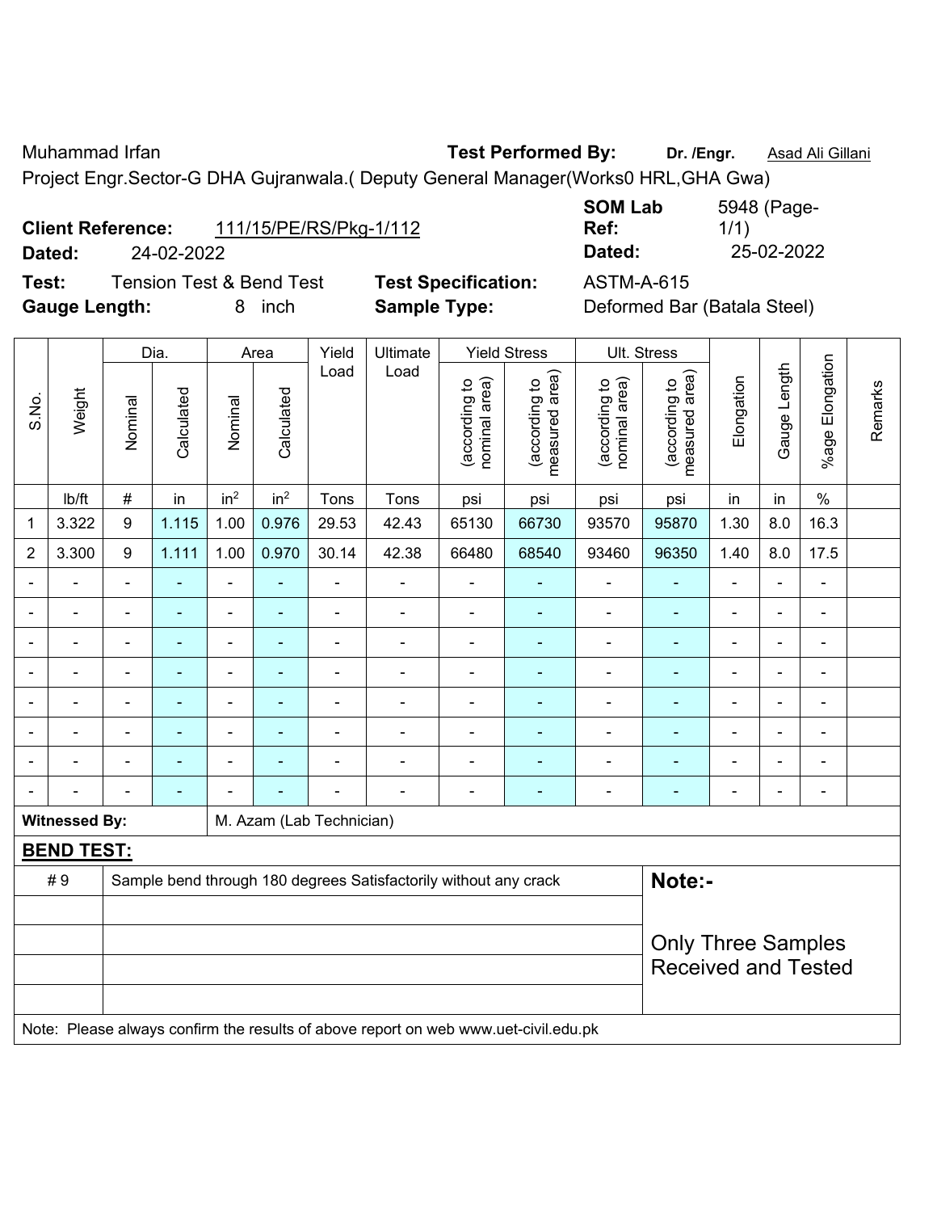Muhammad Irfan **Test Performed By:** **Dr. /Engr.** Asad Ali Gillani

Project Engr.Sector-G DHA Gujranwala.( Deputy General Manager(Works0 HRL,GHA Gwa)

**Client Reference:** 111/15/PE/RS/Pkg-1/112 **SOM Lab Ref:** 5948 (Page-1/1)

**Dated:** 24-02-2022 **Dated:** 25-02-2022

**Test:** Tension Test & Bend Test **Test Specification:** ASTM-A-615

**Gauge Length:** 8 inch **Sample Type:** Deformed Bar (Batala Steel)

| S.No. | Weight | Dia. | | Area | | Yield Load | Ultimate Load | Yield Stress | | Ult. Stress | | Elongation | Gauge Length | %age Elongation | Remarks |
|---|---|---|---|---|---|---|---|---|---|---|---|---|---|---|---|
| | | Nominal | Calculated | Nominal | Calculated | | | (according to nominal area) | (according to measured area) | (according to nominal area) | (according to measured area) | | | | |
| | lb/ft | # | in | $in^2$ | $in^2$ | Tons | Tons | psi | psi | psi | psi | in | in | % | |
| 1 | 3.322 | 9 | 1.115 | 1.00 | 0.976 | 29.53 | 42.43 | 65130 | 66730 | 93570 | 95870 | 1.30 | 8.0 | 16.3 | |
| 2 | 3.300 | 9 | 1.111 | 1.00 | 0.970 | 30.14 | 42.38 | 66480 | 68540 | 93460 | 96350 | 1.40 | 8.0 | 17.5 | |
| - | - | - | - | - | - | - | - | - | - | - | - | - | - | - | |
| - | - | - | - | - | - | - | - | - | - | - | - | - | - | - | |
| - | - | - | - | - | - | - | - | - | - | - | - | - | - | - | |
| - | - | - | - | - | - | - | - | - | - | - | - | - | - | - | |
| - | - | - | - | - | - | - | - | - | - | - | - | - | - | - | |
| - | - | - | - | - | - | - | - | - | - | - | - | - | - | - | |
| - | - | - | - | - | - | - | - | - | - | - | - | - | - | - | |
| - | - | - | - | - | - | - | - | - | - | - | - | - | - | - | |

**Witnessed By:** M. Azam (Lab Technician)

**BEND TEST:**

| | | |
|---|---|---|
| # 9 | Sample bend through 180 degrees Satisfactorily without any crack | **Note:-** |
| | | Only Three Samples Received and Tested |
| | | |
| | | |
| | | |

Note: Please always confirm the results of above report on web www.uet-civil.edu.pk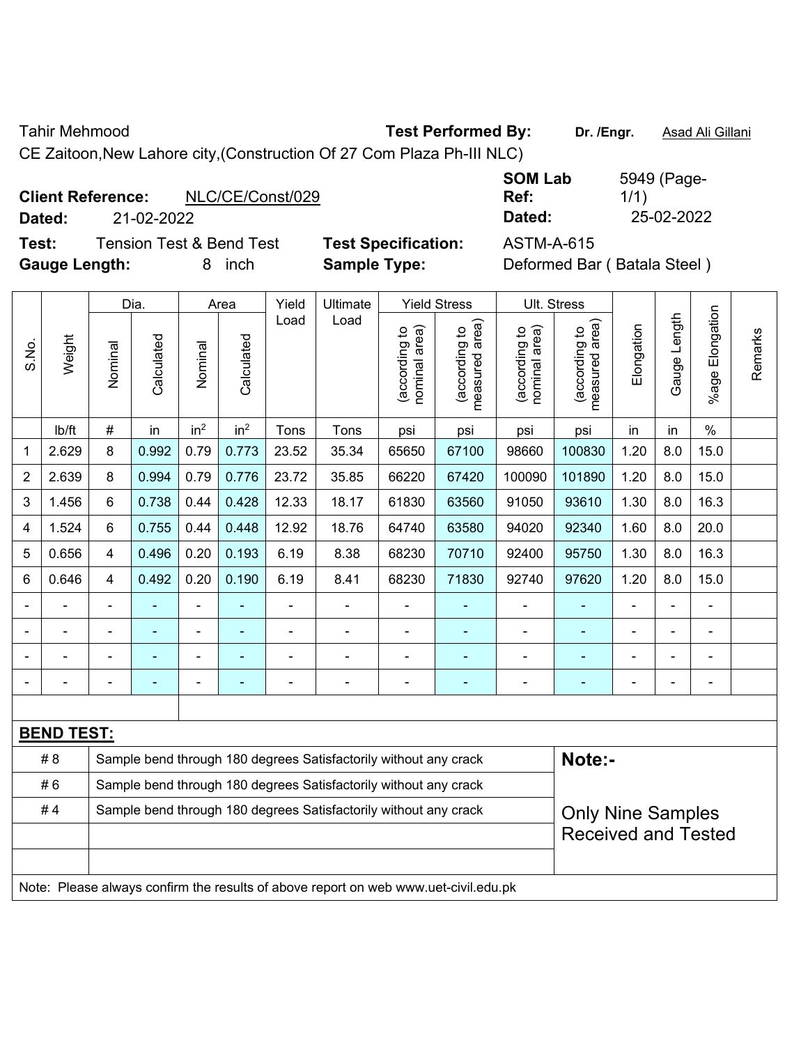Tahir Mehmood

**Test Performed By:** **Dr. /Engr.** Asad Ali Gillani

CE Zaitoon,New Lahore city,(Construction Of 27 Com Plaza Ph-III NLC)

**Client Reference:** NLC/CE/Const/029

**SOM Lab Ref:** 5949 (Page-1/1)

**Dated:** 21-02-2022

**Dated:** 25-02-2022

**Test:** Tension Test & Bend Test

**Test Specification:** ASTM-A-615

**Gauge Length:** 8 inch

**Sample Type:** Deformed Bar ( Batala Steel )

| S.No. | Weight | Dia. | | Area | | Yield Load | Ultimate Load | Yield Stress | | Ult. Stress | | Elongation | Gauge Length | %age Elongation | Remarks |
|---|---|---|---|---|---|---|---|---|---|---|---|---|---|---|---|
| | | Nominal | Calculated | Nominal | Calculated | | | (according to nominal area) | (according to measured area) | (according to nominal area) | (according to measured area) | | | | |
| | lb/ft | # | in | in$^2$ | in$^2$ | Tons | Tons | psi | psi | psi | psi | in | in | % | |
| 1 | 2.629 | 8 | 0.992 | 0.79 | 0.773 | 23.52 | 35.34 | 65650 | 67100 | 98660 | 100830 | 1.20 | 8.0 | 15.0 | |
| 2 | 2.639 | 8 | 0.994 | 0.79 | 0.776 | 23.72 | 35.85 | 66220 | 67420 | 100090 | 101890 | 1.20 | 8.0 | 15.0 | |
| 3 | 1.456 | 6 | 0.738 | 0.44 | 0.428 | 12.33 | 18.17 | 61830 | 63560 | 91050 | 93610 | 1.30 | 8.0 | 16.3 | |
| 4 | 1.524 | 6 | 0.755 | 0.44 | 0.448 | 12.92 | 18.76 | 64740 | 63580 | 94020 | 92340 | 1.60 | 8.0 | 20.0 | |
| 5 | 0.656 | 4 | 0.496 | 0.20 | 0.193 | 6.19 | 8.38 | 68230 | 70710 | 92400 | 95750 | 1.30 | 8.0 | 16.3 | |
| 6 | 0.646 | 4 | 0.492 | 0.20 | 0.190 | 6.19 | 8.41 | 68230 | 71830 | 92740 | 97620 | 1.20 | 8.0 | 15.0 | |
| - | - | - | - | - | - | - | - | - | - | - | - | - | - | - | |
| - | - | - | - | - | - | - | - | - | - | - | - | - | - | - | |
| - | - | - | - | - | - | - | - | - | - | - | - | - | - | - | |
| - | - | - | - | - | - | - | - | - | - | - | - | - | - | - | |

**BEND TEST:**

| | | |
|---|---|---|
| # 8 | Sample bend through 180 degrees Satisfactorily without any crack | **Note:-** |
| # 6 | Sample bend through 180 degrees Satisfactorily without any crack | |
| # 4 | Sample bend through 180 degrees Satisfactorily without any crack | Only Nine Samples Received and Tested |

Note: Please always confirm the results of above report on web www.uet-civil.edu.pk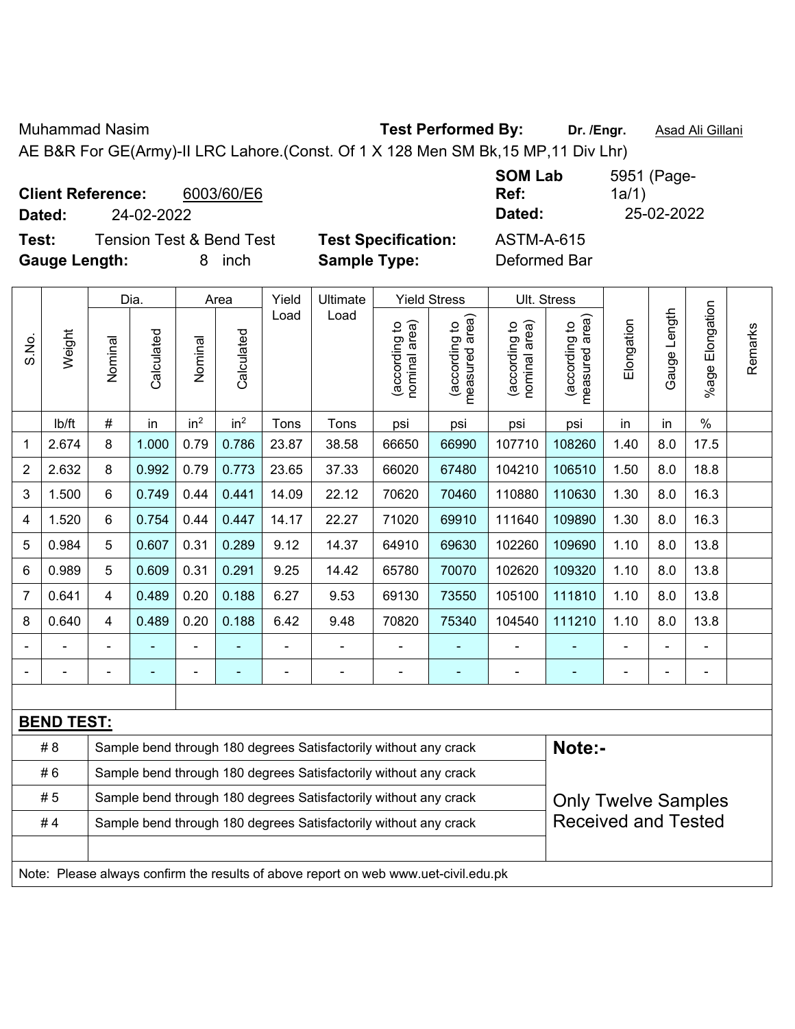Muhammad Nasim **Test Performed By:** **Dr. /Engr.** Asad Ali Gillani

AE B&R For GE(Army)-II LRC Lahore.(Const. Of 1 X 128 Men SM Bk,15 MP,11 Div Lhr)

**Client Reference:** 6003/60/E6 **SOM Lab Ref:** 5951 (Page-1a/1)

**Dated:** 24-02-2022 **Dated:** 25-02-2022

**Test:** Tension Test & Bend Test **Test Specification:** ASTM-A-615

**Gauge Length:** 8 inch **Sample Type:** Deformed Bar

| S.No. | Weight | Dia. | | Area | | Yield Load | Ultimate Load | Yield Stress | | Ult. Stress | | Elongation | Gauge Length | %age Elongation | Remarks |
|---|---|---|---|---|---|---|---|---|---|---|---|---|---|---|---|
| | | Nominal | Calculated | Nominal | Calculated | | | (according to nominal area) | (according to measured area) | (according to nominal area) | (according to measured area) | | | | |
| | lb/ft | # | in | $in^2$ | $in^2$ | Tons | Tons | psi | psi | psi | psi | in | in | % | |
| 1 | 2.674 | 8 | 1.000 | 0.79 | 0.786 | 23.87 | 38.58 | 66650 | 66990 | 107710 | 108260 | 1.40 | 8.0 | 17.5 | |
| 2 | 2.632 | 8 | 0.992 | 0.79 | 0.773 | 23.65 | 37.33 | 66020 | 67480 | 104210 | 106510 | 1.50 | 8.0 | 18.8 | |
| 3 | 1.500 | 6 | 0.749 | 0.44 | 0.441 | 14.09 | 22.12 | 70620 | 70460 | 110880 | 110630 | 1.30 | 8.0 | 16.3 | |
| 4 | 1.520 | 6 | 0.754 | 0.44 | 0.447 | 14.17 | 22.27 | 71020 | 69910 | 111640 | 109890 | 1.30 | 8.0 | 16.3 | |
| 5 | 0.984 | 5 | 0.607 | 0.31 | 0.289 | 9.12 | 14.37 | 64910 | 69630 | 102260 | 109690 | 1.10 | 8.0 | 13.8 | |
| 6 | 0.989 | 5 | 0.609 | 0.31 | 0.291 | 9.25 | 14.42 | 65780 | 70070 | 102620 | 109320 | 1.10 | 8.0 | 13.8 | |
| 7 | 0.641 | 4 | 0.489 | 0.20 | 0.188 | 6.27 | 9.53 | 69130 | 73550 | 105100 | 111810 | 1.10 | 8.0 | 13.8 | |
| 8 | 0.640 | 4 | 0.489 | 0.20 | 0.188 | 6.42 | 9.48 | 70820 | 75340 | 104540 | 111210 | 1.10 | 8.0 | 13.8 | |
| - | - | - | - | - | - | - | - | - | - | - | - | - | - | - | |
| - | - | - | - | - | - | - | - | - | - | - | - | - | - | - | |

**BEND TEST:**

| Bar | Result |
|---|---|
| # 8 | Sample bend through 180 degrees Satisfactorily without any crack |
| # 6 | Sample bend through 180 degrees Satisfactorily without any crack |
| # 5 | Sample bend through 180 degrees Satisfactorily without any crack |
| # 4 | Sample bend through 180 degrees Satisfactorily without any crack |

**Note:-**

Only Twelve Samples Received and Tested

Note: Please always confirm the results of above report on web www.uet-civil.edu.pk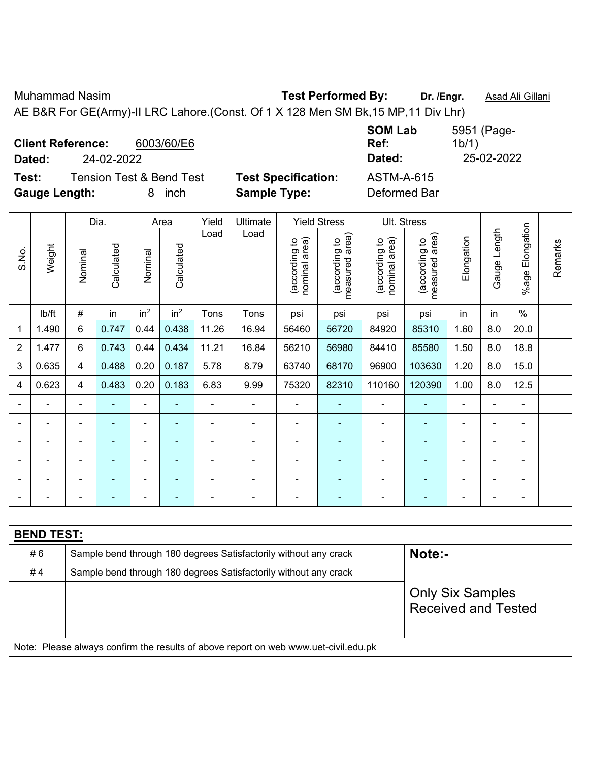Muhammad Nasim

**Test Performed By:** **Dr. /Engr.** Asad Ali Gillani

AE B&R For GE(Army)-II LRC Lahore.(Const. Of 1 X 128 Men SM Bk,15 MP,11 Div Lhr)

**Client Reference:** 6003/60/E6

**Dated:** 24-02-2022

**SOM Lab Ref:** 5951 (Page-1b/1)

**Dated:** 25-02-2022

**Test:** Tension Test & Bend Test

**Test Specification:** ASTM-A-615

**Gauge Length:** 8 inch

**Sample Type:** Deformed Bar

| S.No. | Weight | Dia. | | Area | | Yield Load | Ultimate Load | Yield Stress | | Ult. Stress | | Elongation | Gauge Length | %age Elongation | Remarks |
|---|---|---|---|---|---|---|---|---|---|---|---|---|---|---|---|
| | | Nominal | Calculated | Nominal | Calculated | | | (according to nominal area) | (according to measured area) | (according to nominal area) | (according to measured area) | | | | |
| | lb/ft | # | in | $in^2$ | $in^2$ | Tons | Tons | psi | psi | psi | psi | in | in | % | |
| 1 | 1.490 | 6 | 0.747 | 0.44 | 0.438 | 11.26 | 16.94 | 56460 | 56720 | 84920 | 85310 | 1.60 | 8.0 | 20.0 | |
| 2 | 1.477 | 6 | 0.743 | 0.44 | 0.434 | 11.21 | 16.84 | 56210 | 56980 | 84410 | 85580 | 1.50 | 8.0 | 18.8 | |
| 3 | 0.635 | 4 | 0.488 | 0.20 | 0.187 | 5.78 | 8.79 | 63740 | 68170 | 96900 | 103630 | 1.20 | 8.0 | 15.0 | |
| 4 | 0.623 | 4 | 0.483 | 0.20 | 0.183 | 6.83 | 9.99 | 75320 | 82310 | 110160 | 120390 | 1.00 | 8.0 | 12.5 | |
| - | - | - | - | - | - | - | - | - | - | - | - | - | - | - | |
| - | - | - | - | - | - | - | - | - | - | - | - | - | - | - | |
| - | - | - | - | - | - | - | - | - | - | - | - | - | - | - | |
| - | - | - | - | - | - | - | - | - | - | - | - | - | - | - | |
| - | - | - | - | - | - | - | - | - | - | - | - | - | - | - | |
| - | - | - | - | - | - | - | - | - | - | - | - | - | - | - | |

**BEND TEST:**

| | | |
|---|---|---|
| # 6 | Sample bend through 180 degrees Satisfactorily without any crack | **Note:-** |
| # 4 | Sample bend through 180 degrees Satisfactorily without any crack | Only Six Samples Received and Tested |

Note: Please always confirm the results of above report on web www.uet-civil.edu.pk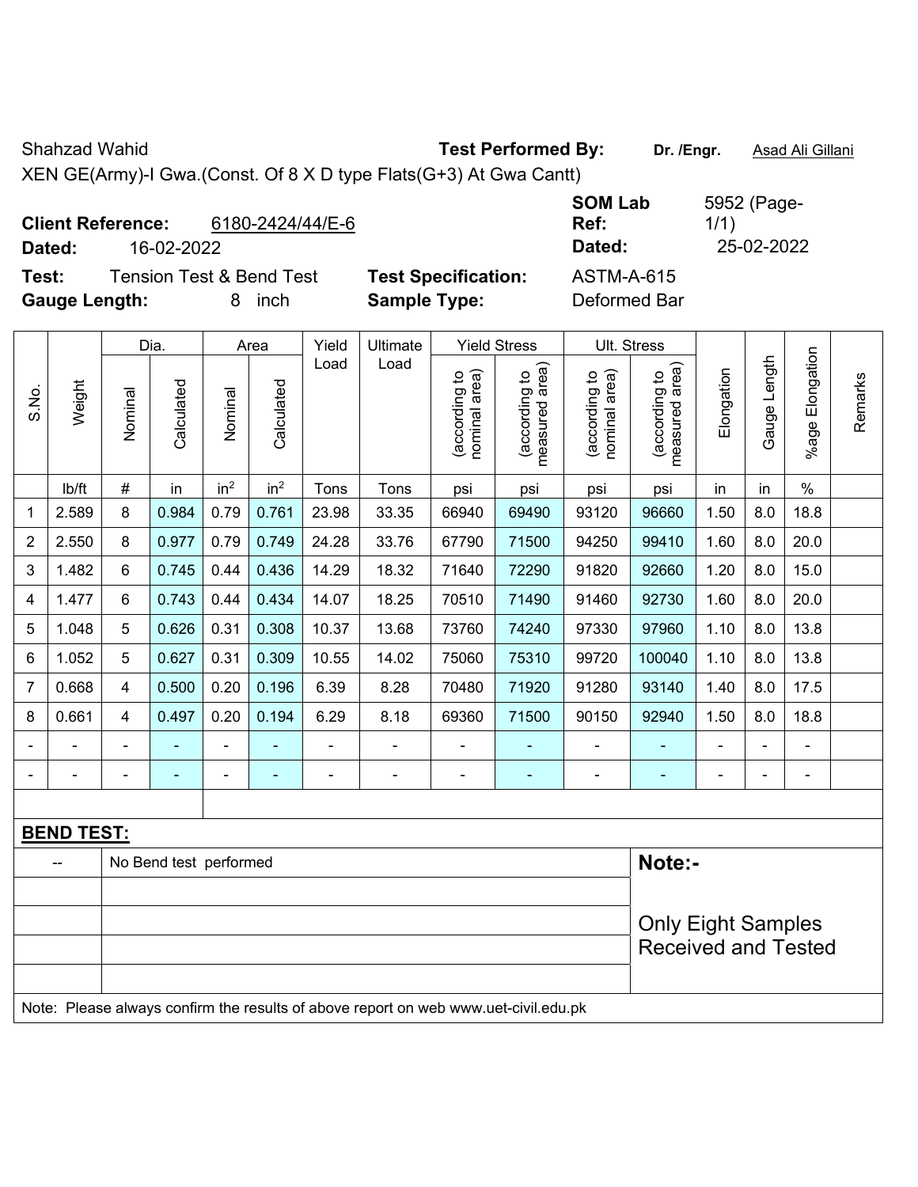Shahzad Wahid | **Test Performed By:** **Dr. /Engr.** Asad Ali Gillani

XEN GE(Army)-I Gwa.(Const. Of 8 X D type Flats(G+3) At Gwa Cantt)

**Client Reference:** 6180-2424/44/E-6 | **SOM Lab Ref:** 5952 (Page-1/1)

**Dated:** 16-02-2022 | **Dated:** 25-02-2022

**Test:** Tension Test & Bend Test | **Test Specification:** ASTM-A-615

**Gauge Length:** 8 inch | **Sample Type:** Deformed Bar

| S.No. | Weight | Dia. | | Area | | Yield Load | Ultimate Load | Yield Stress | | Ult. Stress | | Elongation | Gauge Length | %age Elongation | Remarks |
|---|---|---|---|---|---|---|---|---|---|---|---|---|---|---|---|
| | | Nominal | Calculated | Nominal | Calculated | | | (according to nominal area) | (according to measured area) | (according to nominal area) | (according to measured area) | | | | |
| | lb/ft | # | in | $in^2$ | $in^2$ | Tons | Tons | psi | psi | psi | psi | in | in | % | |
| 1 | 2.589 | 8 | 0.984 | 0.79 | 0.761 | 23.98 | 33.35 | 66940 | 69490 | 93120 | 96660 | 1.50 | 8.0 | 18.8 | |
| 2 | 2.550 | 8 | 0.977 | 0.79 | 0.749 | 24.28 | 33.76 | 67790 | 71500 | 94250 | 99410 | 1.60 | 8.0 | 20.0 | |
| 3 | 1.482 | 6 | 0.745 | 0.44 | 0.436 | 14.29 | 18.32 | 71640 | 72290 | 91820 | 92660 | 1.20 | 8.0 | 15.0 | |
| 4 | 1.477 | 6 | 0.743 | 0.44 | 0.434 | 14.07 | 18.25 | 70510 | 71490 | 91460 | 92730 | 1.60 | 8.0 | 20.0 | |
| 5 | 1.048 | 5 | 0.626 | 0.31 | 0.308 | 10.37 | 13.68 | 73760 | 74240 | 97330 | 97960 | 1.10 | 8.0 | 13.8 | |
| 6 | 1.052 | 5 | 0.627 | 0.31 | 0.309 | 10.55 | 14.02 | 75060 | 75310 | 99720 | 100040 | 1.10 | 8.0 | 13.8 | |
| 7 | 0.668 | 4 | 0.500 | 0.20 | 0.196 | 6.39 | 8.28 | 70480 | 71920 | 91280 | 93140 | 1.40 | 8.0 | 17.5 | |
| 8 | 0.661 | 4 | 0.497 | 0.20 | 0.194 | 6.29 | 8.18 | 69360 | 71500 | 90150 | 92940 | 1.50 | 8.0 | 18.8 | |
| - | - | - | - | - | - | - | - | - | - | - | - | - | - | - | |
| - | - | - | - | - | - | - | - | - | - | - | - | - | - | - | |

**BEND TEST:**

| | | |
|---|---|---|
| -- | No Bend test performed | **Note:-** Only Eight Samples Received and Tested |

Note: Please always confirm the results of above report on web www.uet-civil.edu.pk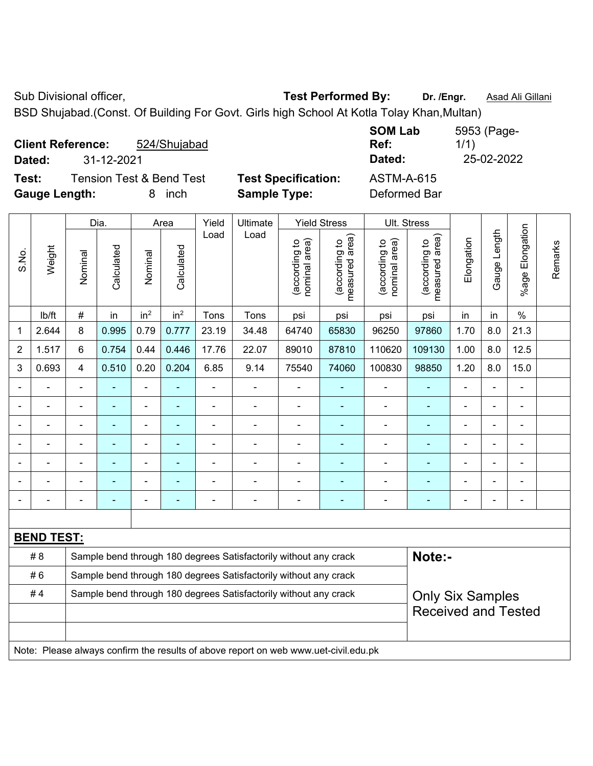Sub Divisional officer, **Test Performed By:** **Dr. /Engr.** Asad Ali Gillani

BSD Shujabad.(Const. Of Building For Govt. Girls high School At Kotla Tolay Khan,Multan)

**Client Reference:** 524/Shujabad **SOM Lab Ref:** 5953 (Page-1/1)

**Dated:** 31-12-2021 **Dated:** 25-02-2022

**Test:** Tension Test & Bend Test **Test Specification:** ASTM-A-615

**Gauge Length:** 8 inch **Sample Type:** Deformed Bar

| S.No. | Weight | Dia. | | Area | | Yield Load | Ultimate Load | Yield Stress | | Ult. Stress | | Elongation | Gauge Length | %age Elongation | Remarks |
|---|---|---|---|---|---|---|---|---|---|---|---|---|---|---|---|
| | | Nominal | Calculated | Nominal | Calculated | | | (according to nominal area) | (according to measured area) | (according to nominal area) | (according to measured area) | | | | |
| | lb/ft | # | in | in² | in² | Tons | Tons | psi | psi | psi | psi | in | in | % | |
| 1 | 2.644 | 8 | 0.995 | 0.79 | 0.777 | 23.19 | 34.48 | 64740 | 65830 | 96250 | 97860 | 1.70 | 8.0 | 21.3 | |
| 2 | 1.517 | 6 | 0.754 | 0.44 | 0.446 | 17.76 | 22.07 | 89010 | 87810 | 110620 | 109130 | 1.00 | 8.0 | 12.5 | |
| 3 | 0.693 | 4 | 0.510 | 0.20 | 0.204 | 6.85 | 9.14 | 75540 | 74060 | 100830 | 98850 | 1.20 | 8.0 | 15.0 | |
| - | - | - | - | - | - | - | - | - | - | - | - | - | - | - | |
| - | - | - | - | - | - | - | - | - | - | - | - | - | - | - | |
| - | - | - | - | - | - | - | - | - | - | - | - | - | - | - | |
| - | - | - | - | - | - | - | - | - | - | - | - | - | - | - | |
| - | - | - | - | - | - | - | - | - | - | - | - | - | - | - | |
| - | - | - | - | - | - | - | - | - | - | - | - | - | - | - | |
| - | - | - | - | - | - | - | - | - | - | - | - | - | - | - | |

**BEND TEST:**

| | | |
|---|---|---|
| # 8 | Sample bend through 180 degrees Satisfactorily without any crack | **Note:-** |
| # 6 | Sample bend through 180 degrees Satisfactorily without any crack | |
| # 4 | Sample bend through 180 degrees Satisfactorily without any crack | Only Six Samples Received and Tested |

Note: Please always confirm the results of above report on web www.uet-civil.edu.pk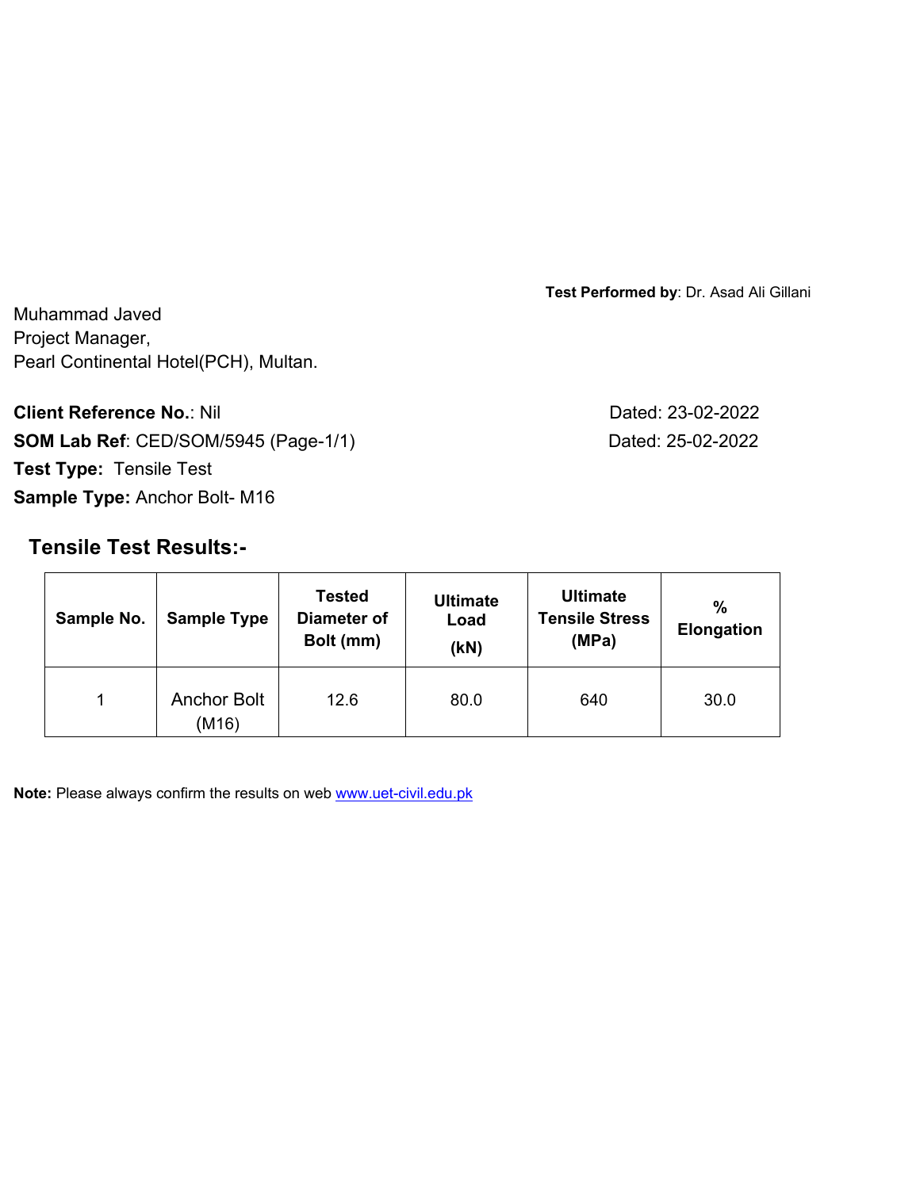**Test Performed by**: Dr. Asad Ali Gillani

Muhammad Javed
Project Manager,
Pearl Continental Hotel(PCH), Multan.

**Client Reference No.**: Nil — Dated: 23-02-2022

**SOM Lab Ref**: CED/SOM/5945 (Page-1/1) — Dated: 25-02-2022

**Test Type:** Tensile Test

**Sample Type:** Anchor Bolt- M16

## Tensile Test Results:-

| Sample No. | Sample Type | Tested Diameter of Bolt (mm) | Ultimate Load (kN) | Ultimate Tensile Stress (MPa) | % Elongation |
|---|---|---|---|---|---|
| 1 | Anchor Bolt (M16) | 12.6 | 80.0 | 640 | 30.0 |

**Note:** Please always confirm the results on web www.uet-civil.edu.pk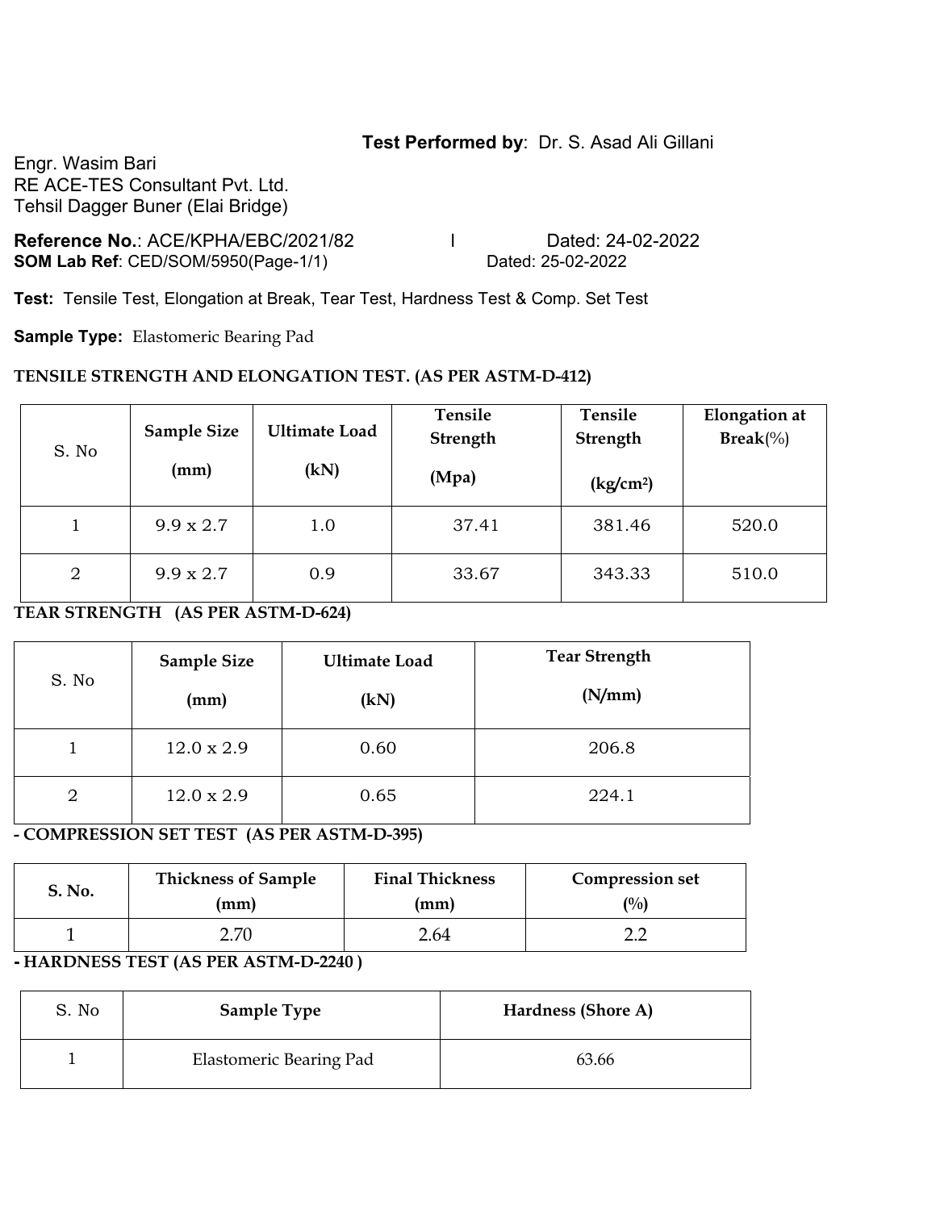**Test Performed by**: Dr. S. Asad Ali Gillani

Engr. Wasim Bari
RE ACE-TES Consultant Pvt. Ltd.
Tehsil Dagger Buner (Elai Bridge)

**Reference No.**: ACE/KPHA/EBC/2021/82 | Dated: 24-02-2022
**SOM Lab Ref**: CED/SOM/5950(Page-1/1) Dated: 25-02-2022

**Test:** Tensile Test, Elongation at Break, Tear Test, Hardness Test & Comp. Set Test

**Sample Type:** Elastomeric Bearing Pad

**TENSILE STRENGTH AND ELONGATION TEST. (AS PER ASTM-D-412)**

| S. No | Sample Size (mm) | Ultimate Load (kN) | Tensile Strength (Mpa) | Tensile Strength ($kg/cm^2$) | Elongation at Break(%) |
|---|---|---|---|---|---|
| 1 | 9.9 x 2.7 | 1.0 | 37.41 | 381.46 | 520.0 |
| 2 | 9.9 x 2.7 | 0.9 | 33.67 | 343.33 | 510.0 |

**TEAR STRENGTH (AS PER ASTM-D-624)**

| S. No | Sample Size (mm) | Ultimate Load (kN) | Tear Strength (N/mm) |
|---|---|---|---|
| 1 | 12.0 x 2.9 | 0.60 | 206.8 |
| 2 | 12.0 x 2.9 | 0.65 | 224.1 |

**- COMPRESSION SET TEST (AS PER ASTM-D-395)**

| S. No. | Thickness of Sample (mm) | Final Thickness (mm) | Compression set (%) |
|---|---|---|---|
| 1 | 2.70 | 2.64 | 2.2 |

**- HARDNESS TEST (AS PER ASTM-D-2240 )**

| S. No | Sample Type | Hardness (Shore A) |
|---|---|---|
| 1 | Elastomeric Bearing Pad | 63.66 |